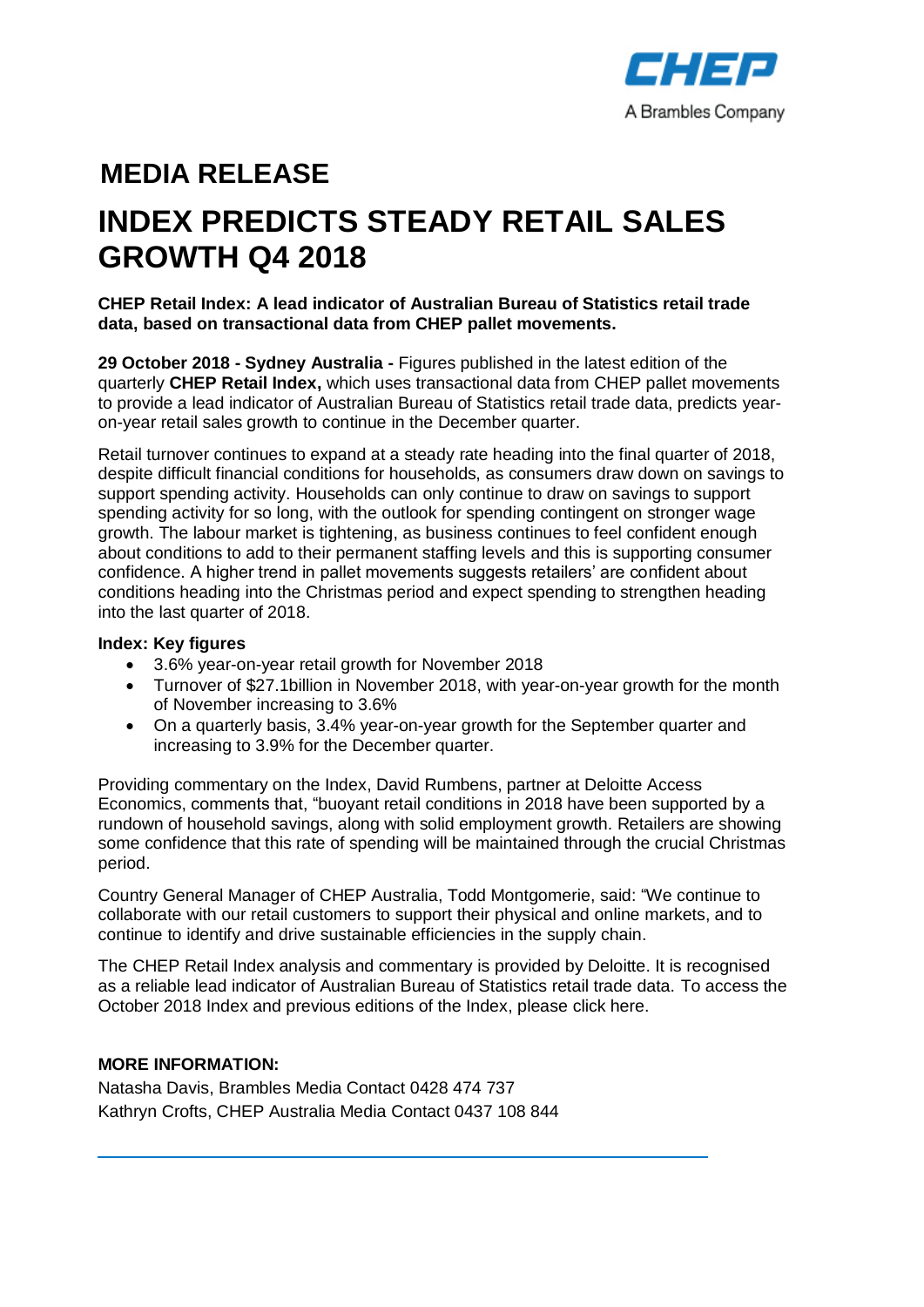CHEP

A Brambles Company

# MEDIA RELEASE

# INDEX PREDICTS STEADY RETAIL SALES GROWTH Q4 2018

**CHEP Retail Index: A lead indicator of Australian Bureau of Statistics retail trade data, based on transactional data from CHEP pallet movements.**

**29 October 2018 - Sydney Australia -** Figures published in the latest edition of the quarterly **CHEP Retail Index,** which uses transactional data from CHEP pallet movements to provide a lead indicator of Australian Bureau of Statistics retail trade data, predicts year-on-year retail sales growth to continue in the December quarter.

Retail turnover continues to expand at a steady rate heading into the final quarter of 2018, despite difficult financial conditions for households, as consumers draw down on savings to support spending activity. Households can only continue to draw on savings to support spending activity for so long, with the outlook for spending contingent on stronger wage growth. The labour market is tightening, as business continues to feel confident enough about conditions to add to their permanent staffing levels and this is supporting consumer confidence. A higher trend in pallet movements suggests retailers' are confident about conditions heading into the Christmas period and expect spending to strengthen heading into the last quarter of 2018.

**Index: Key figures**

- 3.6% year-on-year retail growth for November 2018
- Turnover of $27.1billion in November 2018, with year-on-year growth for the month of November increasing to 3.6%
- On a quarterly basis, 3.4% year-on-year growth for the September quarter and increasing to 3.9% for the December quarter.

Providing commentary on the Index, David Rumbens, partner at Deloitte Access Economics, comments that, "buoyant retail conditions in 2018 have been supported by a rundown of household savings, along with solid employment growth. Retailers are showing some confidence that this rate of spending will be maintained through the crucial Christmas period.

Country General Manager of CHEP Australia, Todd Montgomerie, said: "We continue to collaborate with our retail customers to support their physical and online markets, and to continue to identify and drive sustainable efficiencies in the supply chain.

The CHEP Retail Index analysis and commentary is provided by Deloitte. It is recognised as a reliable lead indicator of Australian Bureau of Statistics retail trade data. To access the October 2018 Index and previous editions of the Index, please click here.

**MORE INFORMATION:**

Natasha Davis, Brambles Media Contact 0428 474 737

Kathryn Crofts, CHEP Australia Media Contact 0437 108 844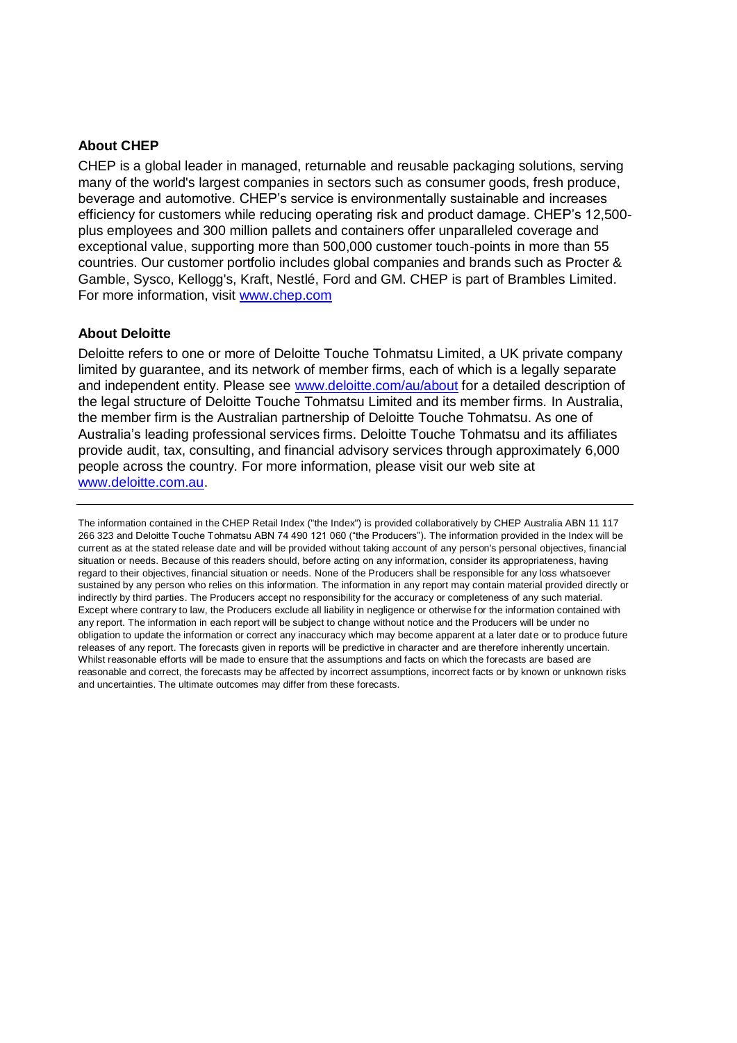**About CHEP**

CHEP is a global leader in managed, returnable and reusable packaging solutions, serving many of the world's largest companies in sectors such as consumer goods, fresh produce, beverage and automotive. CHEP's service is environmentally sustainable and increases efficiency for customers while reducing operating risk and product damage. CHEP's 12,500-plus employees and 300 million pallets and containers offer unparalleled coverage and exceptional value, supporting more than 500,000 customer touch-points in more than 55 countries. Our customer portfolio includes global companies and brands such as Procter & Gamble, Sysco, Kellogg's, Kraft, Nestlé, Ford and GM. CHEP is part of Brambles Limited. For more information, visit [www.chep.com](http://www.chep.com)

**About Deloitte**

Deloitte refers to one or more of Deloitte Touche Tohmatsu Limited, a UK private company limited by guarantee, and its network of member firms, each of which is a legally separate and independent entity. Please see [www.deloitte.com/au/about](http://www.deloitte.com/au/about) for a detailed description of the legal structure of Deloitte Touche Tohmatsu Limited and its member firms. In Australia, the member firm is the Australian partnership of Deloitte Touche Tohmatsu. As one of Australia's leading professional services firms. Deloitte Touche Tohmatsu and its affiliates provide audit, tax, consulting, and financial advisory services through approximately 6,000 people across the country. For more information, please visit our web site at [www.deloitte.com.au](http://www.deloitte.com.au).

---

The information contained in the CHEP Retail Index ("the Index") is provided collaboratively by CHEP Australia ABN 11 117 266 323 and Deloitte Touche Tohmatsu ABN 74 490 121 060 ("the Producers"). The information provided in the Index will be current as at the stated release date and will be provided without taking account of any person's personal objectives, financial situation or needs. Because of this readers should, before acting on any information, consider its appropriateness, having regard to their objectives, financial situation or needs. None of the Producers shall be responsible for any loss whatsoever sustained by any person who relies on this information. The information in any report may contain material provided directly or indirectly by third parties. The Producers accept no responsibility for the accuracy or completeness of any such material. Except where contrary to law, the Producers exclude all liability in negligence or otherwise for the information contained with any report. The information in each report will be subject to change without notice and the Producers will be under no obligation to update the information or correct any inaccuracy which may become apparent at a later date or to produce future releases of any report. The forecasts given in reports will be predictive in character and are therefore inherently uncertain. Whilst reasonable efforts will be made to ensure that the assumptions and facts on which the forecasts are based are reasonable and correct, the forecasts may be affected by incorrect assumptions, incorrect facts or by known or unknown risks and uncertainties. The ultimate outcomes may differ from these forecasts.